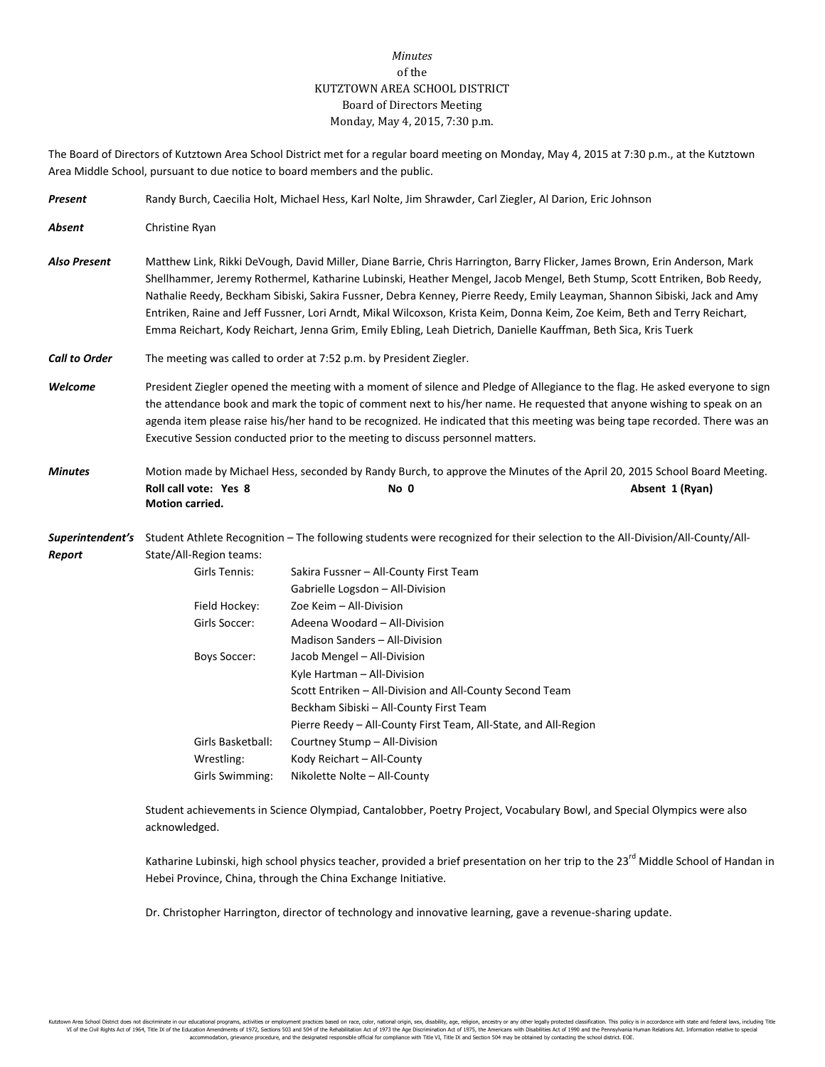*Minutes*
of the
KUTZTOWN AREA SCHOOL DISTRICT
Board of Directors Meeting
Monday, May 4, 2015, 7:30 p.m.

The Board of Directors of Kutztown Area School District met for a regular board meeting on Monday, May 4, 2015 at 7:30 p.m., at the Kutztown Area Middle School, pursuant to due notice to board members and the public.

***Present*** Randy Burch, Caecilia Holt, Michael Hess, Karl Nolte, Jim Shrawder, Carl Ziegler, Al Darion, Eric Johnson

***Absent*** Christine Ryan

***Also Present*** Matthew Link, Rikki DeVough, David Miller, Diane Barrie, Chris Harrington, Barry Flicker, James Brown, Erin Anderson, Mark Shellhammer, Jeremy Rothermel, Katharine Lubinski, Heather Mengel, Jacob Mengel, Beth Stump, Scott Entriken, Bob Reedy, Nathalie Reedy, Beckham Sibiski, Sakira Fussner, Debra Kenney, Pierre Reedy, Emily Leayman, Shannon Sibiski, Jack and Amy Entriken, Raine and Jeff Fussner, Lori Arndt, Mikal Wilcoxson, Krista Keim, Donna Keim, Zoe Keim, Beth and Terry Reichart, Emma Reichart, Kody Reichart, Jenna Grim, Emily Ebling, Leah Dietrich, Danielle Kauffman, Beth Sica, Kris Tuerk

***Call to Order*** The meeting was called to order at 7:52 p.m. by President Ziegler.

***Welcome*** President Ziegler opened the meeting with a moment of silence and Pledge of Allegiance to the flag. He asked everyone to sign the attendance book and mark the topic of comment next to his/her name. He requested that anyone wishing to speak on an agenda item please raise his/her hand to be recognized. He indicated that this meeting was being tape recorded. There was an Executive Session conducted prior to the meeting to discuss personnel matters.

***Minutes*** Motion made by Michael Hess, seconded by Randy Burch, to approve the Minutes of the April 20, 2015 School Board Meeting.
**Roll call vote: Yes 8** **No 0** **Absent 1 (Ryan)**
**Motion carried.**

***Superintendent's Report*** Student Athlete Recognition – The following students were recognized for their selection to the All-Division/All-County/All-State/All-Region teams:

| | |
|---|---|
| Girls Tennis: | Sakira Fussner – All-County First Team |
| | Gabrielle Logsdon – All-Division |
| Field Hockey: | Zoe Keim – All-Division |
| Girls Soccer: | Adeena Woodard – All-Division |
| | Madison Sanders – All-Division |
| Boys Soccer: | Jacob Mengel – All-Division |
| | Kyle Hartman – All-Division |
| | Scott Entriken – All-Division and All-County Second Team |
| | Beckham Sibiski – All-County First Team |
| | Pierre Reedy – All-County First Team, All-State, and All-Region |
| Girls Basketball: | Courtney Stump – All-Division |
| Wrestling: | Kody Reichart – All-County |
| Girls Swimming: | Nikolette Nolte – All-County |

Student achievements in Science Olympiad, Cantalobber, Poetry Project, Vocabulary Bowl, and Special Olympics were also acknowledged.

Katharine Lubinski, high school physics teacher, provided a brief presentation on her trip to the 23rd Middle School of Handan in Hebei Province, China, through the China Exchange Initiative.

Dr. Christopher Harrington, director of technology and innovative learning, gave a revenue-sharing update.

Kutztown Area School District does not discriminate in our educational programs, activities or employment practices based on race, color, national origin, sex, disability, age, religion, ancestry or any other legally protected classification. This policy is in accordance with state and federal laws, including Title VI of the Civil Rights Act of 1964, Title IX of the Education Amendments of 1972, Sections 503 and 504 of the Rehabilitation Act of 1973 the Age Discrimination Act of 1975, the Americans with Disabilities Act of 1990 and the Pennsylvania Human Relations Act. Information relative to special accommodation, grievance procedure, and the designated responsible official for compliance with Title VI, Title IX and Section 504 may be obtained by contacting the school district. EOE.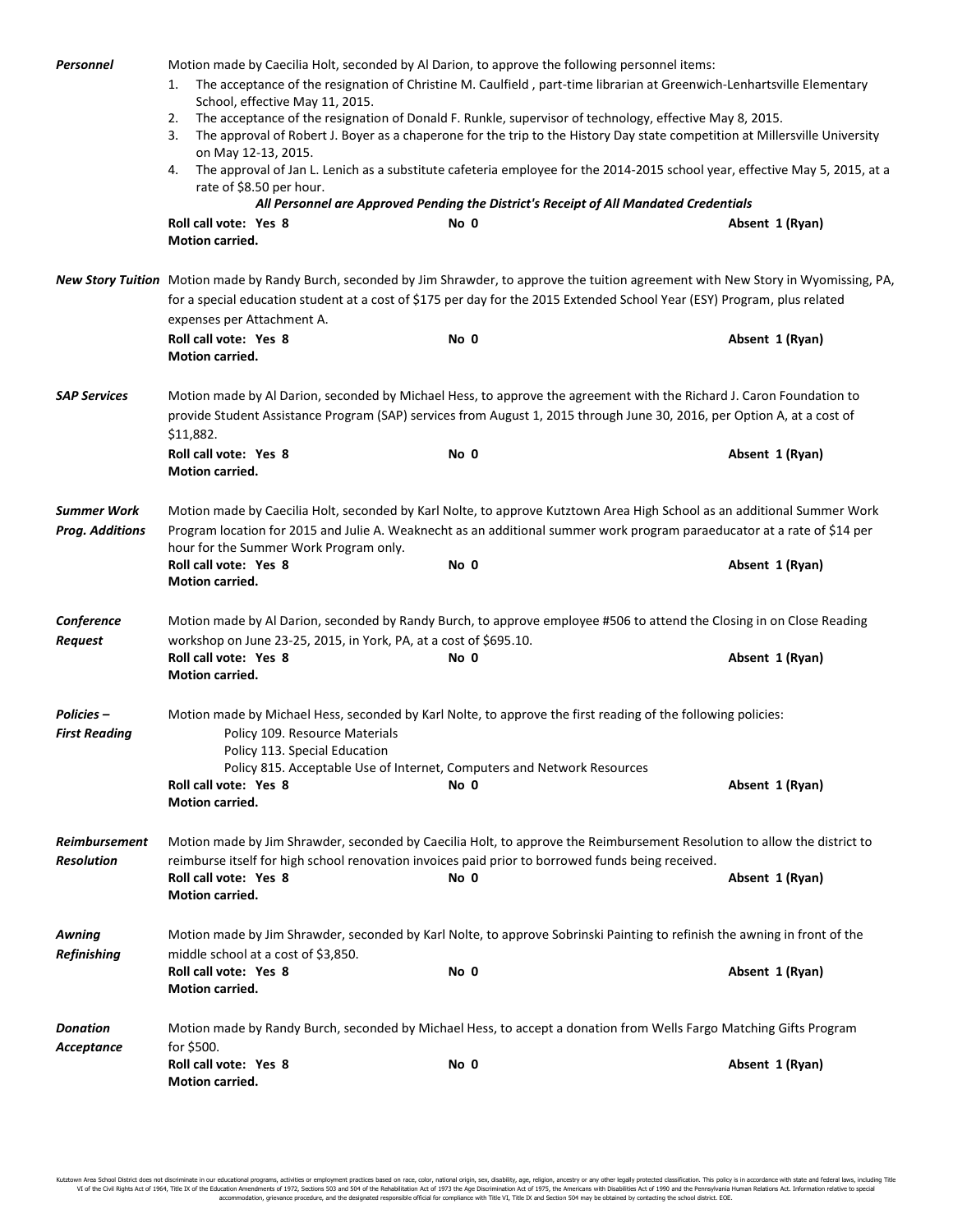***Personnel***

Motion made by Caecilia Holt, seconded by Al Darion, to approve the following personnel items:

1. The acceptance of the resignation of Christine M. Caulfield , part-time librarian at Greenwich-Lenhartsville Elementary School, effective May 11, 2015.
2. The acceptance of the resignation of Donald F. Runkle, supervisor of technology, effective May 8, 2015.
3. The approval of Robert J. Boyer as a chaperone for the trip to the History Day state competition at Millersville University on May 12-13, 2015.
4. The approval of Jan L. Lenich as a substitute cafeteria employee for the 2014-2015 school year, effective May 5, 2015, at a rate of $8.50 per hour.

***All Personnel are Approved Pending the District's Receipt of All Mandated Credentials***

**Roll call vote: Yes 8** **No 0** **Absent 1 (Ryan)**
**Motion carried.**

***New Story Tuition***

Motion made by Randy Burch, seconded by Jim Shrawder, to approve the tuition agreement with New Story in Wyomissing, PA, for a special education student at a cost of $175 per day for the 2015 Extended School Year (ESY) Program, plus related expenses per Attachment A.

**Roll call vote: Yes 8** **No 0** **Absent 1 (Ryan)**
**Motion carried.**

***SAP Services***

Motion made by Al Darion, seconded by Michael Hess, to approve the agreement with the Richard J. Caron Foundation to provide Student Assistance Program (SAP) services from August 1, 2015 through June 30, 2016, per Option A, at a cost of $11,882.

**Roll call vote: Yes 8** **No 0** **Absent 1 (Ryan)**
**Motion carried.**

***Summer Work Prog. Additions***

Motion made by Caecilia Holt, seconded by Karl Nolte, to approve Kutztown Area High School as an additional Summer Work Program location for 2015 and Julie A. Weaknecht as an additional summer work program paraeducator at a rate of $14 per hour for the Summer Work Program only.

**Roll call vote: Yes 8** **No 0** **Absent 1 (Ryan)**
**Motion carried.**

***Conference Request***

Motion made by Al Darion, seconded by Randy Burch, to approve employee #506 to attend the Closing in on Close Reading workshop on June 23-25, 2015, in York, PA, at a cost of $695.10.

**Roll call vote: Yes 8** **No 0** **Absent 1 (Ryan)**
**Motion carried.**

***Policies – First Reading***

Motion made by Michael Hess, seconded by Karl Nolte, to approve the first reading of the following policies:

Policy 109. Resource Materials
Policy 113. Special Education
Policy 815. Acceptable Use of Internet, Computers and Network Resources

**Roll call vote: Yes 8** **No 0** **Absent 1 (Ryan)**
**Motion carried.**

***Reimbursement Resolution***

Motion made by Jim Shrawder, seconded by Caecilia Holt, to approve the Reimbursement Resolution to allow the district to reimburse itself for high school renovation invoices paid prior to borrowed funds being received.

**Roll call vote: Yes 8** **No 0** **Absent 1 (Ryan)**
**Motion carried.**

***Awning Refinishing***

Motion made by Jim Shrawder, seconded by Karl Nolte, to approve Sobrinski Painting to refinish the awning in front of the middle school at a cost of $3,850.

**Roll call vote: Yes 8** **No 0** **Absent 1 (Ryan)**
**Motion carried.**

***Donation Acceptance***

Motion made by Randy Burch, seconded by Michael Hess, to accept a donation from Wells Fargo Matching Gifts Program for $500.

**Roll call vote: Yes 8** **No 0** **Absent 1 (Ryan)**
**Motion carried.**

Kutztown Area School District does not discriminate in our educational programs, activities or employment practices based on race, color, national origin, sex, disability, age, religion, ancestry or any other legally protected classification. This policy is in accordance with state and federal laws, including Title VI of the Civil Rights Act of 1964, Title IX of the Education Amendments of 1972, Sections 503 and 504 of the Rehabilitation Act of 1973 the Age Discrimination Act of 1975, the Americans with Disabilities Act of 1990 and the Pennsylvania Human Relations Act. Information relative to special accommodation, grievance procedure, and the designated responsible official for compliance with Title VI, Title IX and Section 504 may be obtained by contacting the school district. EOE.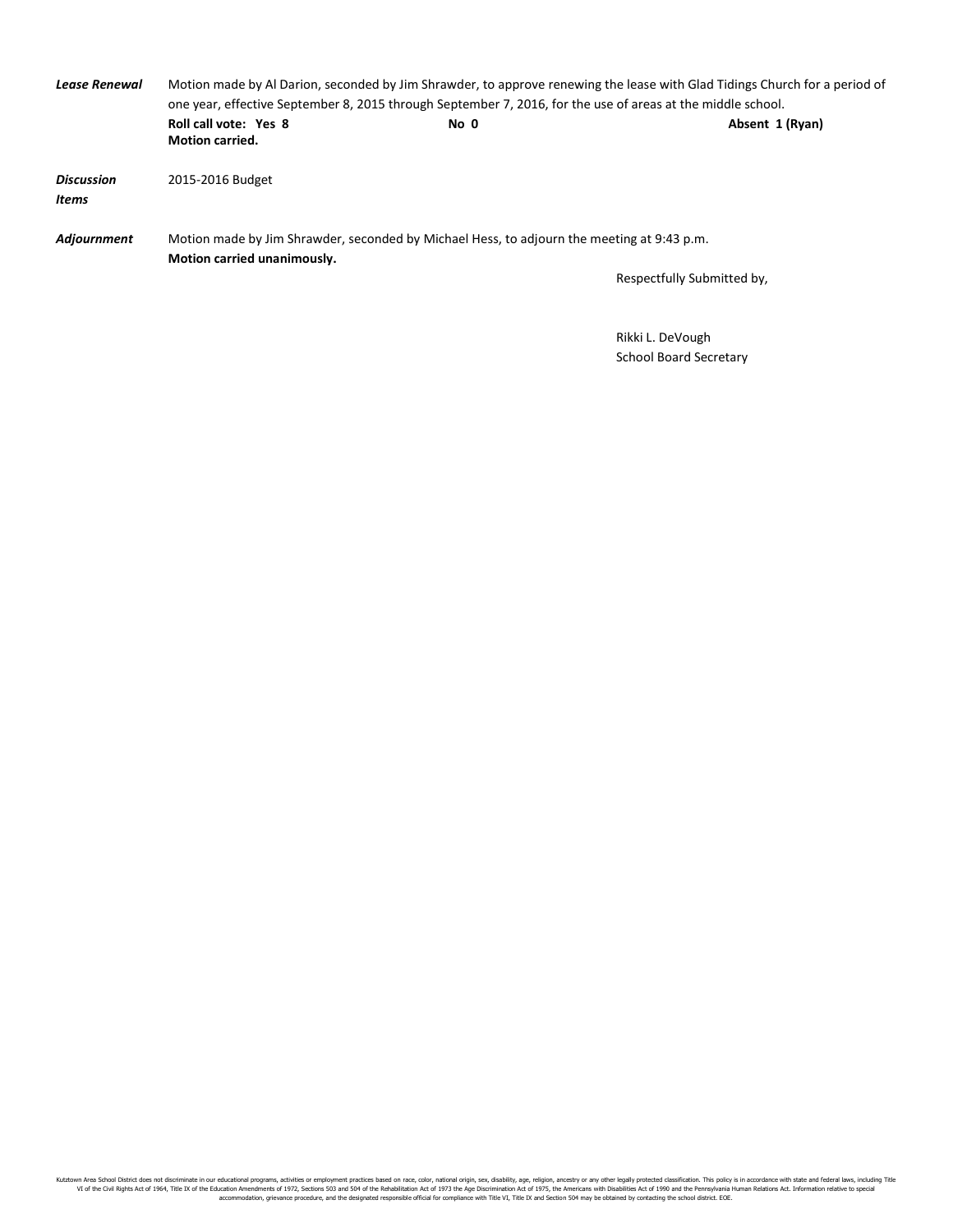***Lease Renewal***

Motion made by Al Darion, seconded by Jim Shrawder, to approve renewing the lease with Glad Tidings Church for a period of one year, effective September 8, 2015 through September 7, 2016, for the use of areas at the middle school.

**Roll call vote: Yes 8 No 0 Absent 1 (Ryan)**

**Motion carried.**

***Discussion Items***

2015-2016 Budget

***Adjournment***

Motion made by Jim Shrawder, seconded by Michael Hess, to adjourn the meeting at 9:43 p.m.

**Motion carried unanimously.**

Respectfully Submitted by,

Rikki L. DeVough
School Board Secretary

Kutztown Area School District does not discriminate in our educational programs, activities or employment practices based on race, color, national origin, sex, disability, age, religion, ancestry or any other legally protected classification. This policy is in accordance with state and federal laws, including Title VI of the Civil Rights Act of 1964, Title IX of the Education Amendments of 1972, Sections 503 and 504 of the Rehabilitation Act of 1973 the Age Discrimination Act of 1975, the Americans with Disabilities Act of 1990 and the Pennsylvania Human Relations Act. Information relative to special accommodation, grievance procedure, and the designated responsible official for compliance with Title VI, Title IX and Section 504 may be obtained by contacting the school district. EOE.